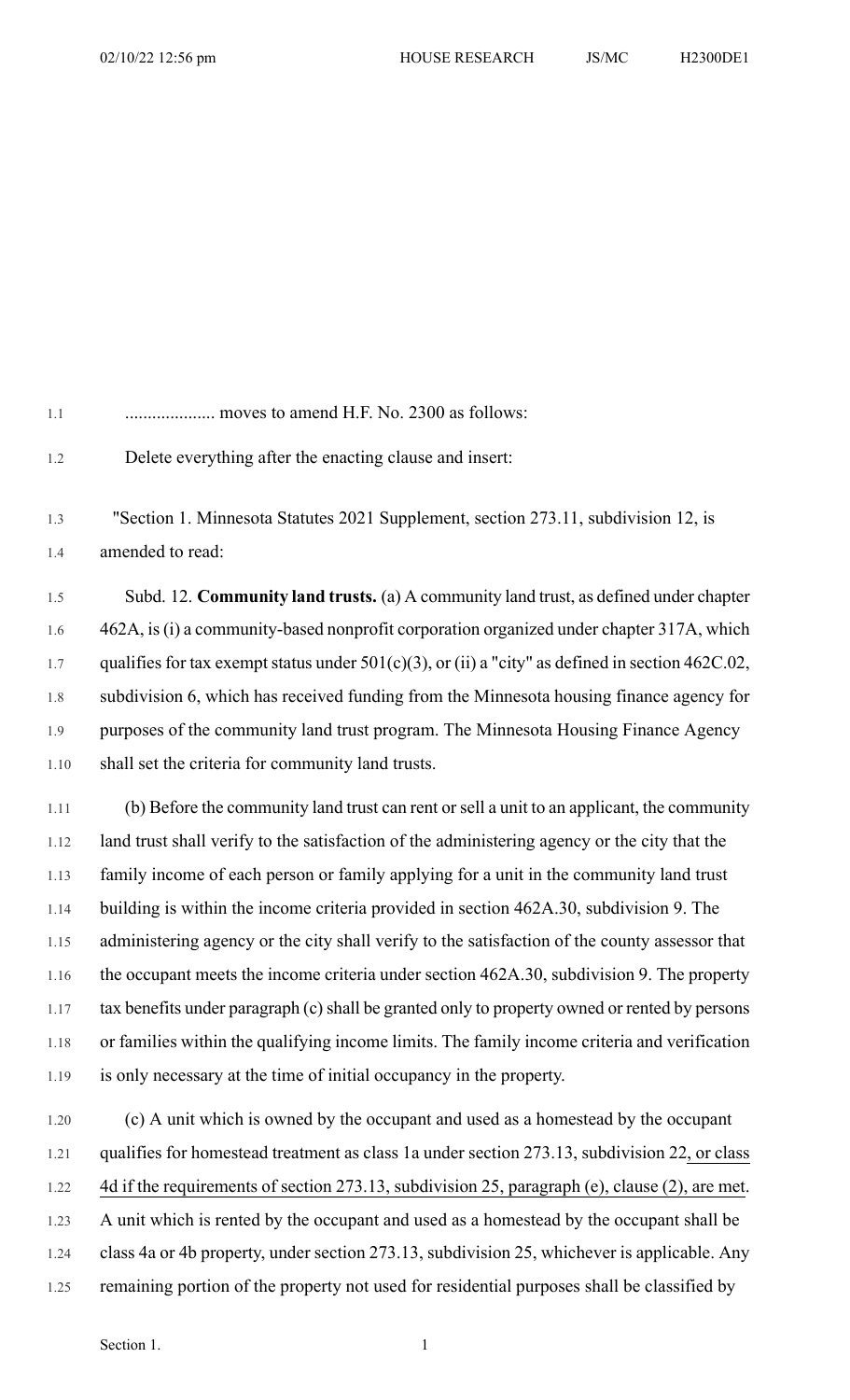.................... moves to amend H.F. No. 2300 as follows:

Delete everything after the enacting clause and insert:

"Section 1. Minnesota Statutes 2021 Supplement, section 273.11, subdivision 12, is amended to read:

Subd. 12. **Community land trusts.** (a) A community land trust, as defined under chapter 462A, is (i) a community-based nonprofit corporation organized under chapter 317A, which qualifies for tax exempt status under 501(c)(3), or (ii) a "city" as defined in section 462C.02, subdivision 6, which has received funding from the Minnesota housing finance agency for purposes of the community land trust program. The Minnesota Housing Finance Agency shall set the criteria for community land trusts.

(b) Before the community land trust can rent or sell a unit to an applicant, the community land trust shall verify to the satisfaction of the administering agency or the city that the family income of each person or family applying for a unit in the community land trust building is within the income criteria provided in section 462A.30, subdivision 9. The administering agency or the city shall verify to the satisfaction of the county assessor that the occupant meets the income criteria under section 462A.30, subdivision 9. The property tax benefits under paragraph (c) shall be granted only to property owned or rented by persons or families within the qualifying income limits. The family income criteria and verification is only necessary at the time of initial occupancy in the property.

(c) A unit which is owned by the occupant and used as a homestead by the occupant qualifies for homestead treatment as class 1a under section 273.13, subdivision 22, or class 4d if the requirements of section 273.13, subdivision 25, paragraph (e), clause (2), are met. A unit which is rented by the occupant and used as a homestead by the occupant shall be class 4a or 4b property, under section 273.13, subdivision 25, whichever is applicable. Any remaining portion of the property not used for residential purposes shall be classified by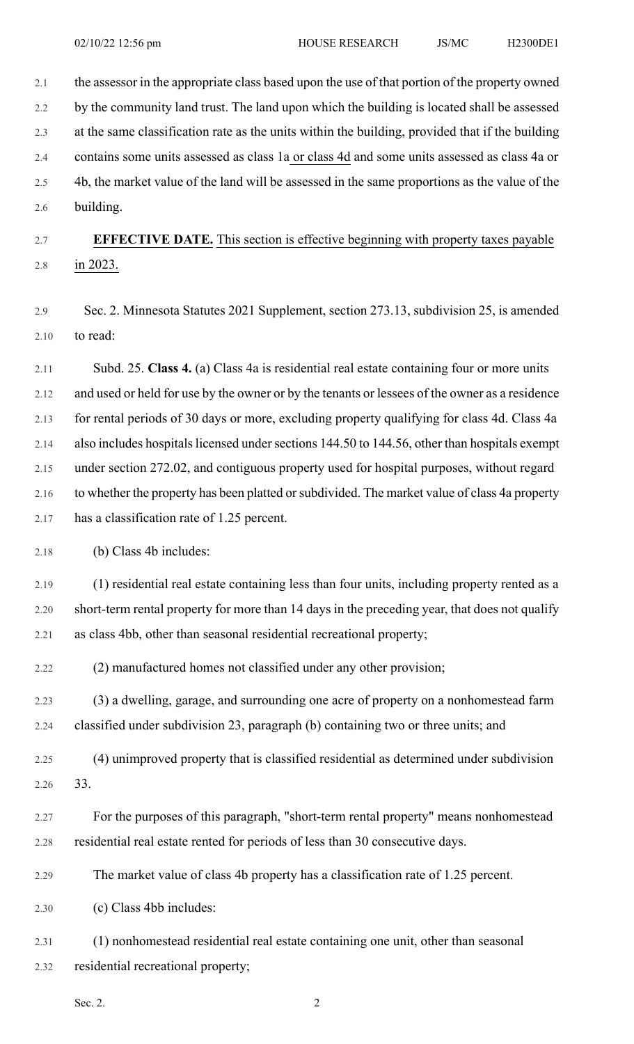the assessor in the appropriate class based upon the use of that portion of the property owned by the community land trust. The land upon which the building is located shall be assessed at the same classification rate as the units within the building, provided that if the building contains some units assessed as class 1a or class 4d and some units assessed as class 4a or 4b, the market value of the land will be assessed in the same proportions as the value of the building.

**EFFECTIVE DATE.** This section is effective beginning with property taxes payable in 2023.

Sec. 2. Minnesota Statutes 2021 Supplement, section 273.13, subdivision 25, is amended to read:

Subd. 25. **Class 4.** (a) Class 4a is residential real estate containing four or more units and used or held for use by the owner or by the tenants or lessees of the owner as a residence for rental periods of 30 days or more, excluding property qualifying for class 4d. Class 4a also includes hospitals licensed under sections 144.50 to 144.56, other than hospitals exempt under section 272.02, and contiguous property used for hospital purposes, without regard to whether the property has been platted or subdivided. The market value of class 4a property has a classification rate of 1.25 percent.

(b) Class 4b includes:

(1) residential real estate containing less than four units, including property rented as a short-term rental property for more than 14 days in the preceding year, that does not qualify as class 4bb, other than seasonal residential recreational property;

(2) manufactured homes not classified under any other provision;

(3) a dwelling, garage, and surrounding one acre of property on a nonhomestead farm classified under subdivision 23, paragraph (b) containing two or three units; and

(4) unimproved property that is classified residential as determined under subdivision 33.

For the purposes of this paragraph, "short-term rental property" means nonhomestead residential real estate rented for periods of less than 30 consecutive days.

The market value of class 4b property has a classification rate of 1.25 percent.

(c) Class 4bb includes:

(1) nonhomestead residential real estate containing one unit, other than seasonal residential recreational property;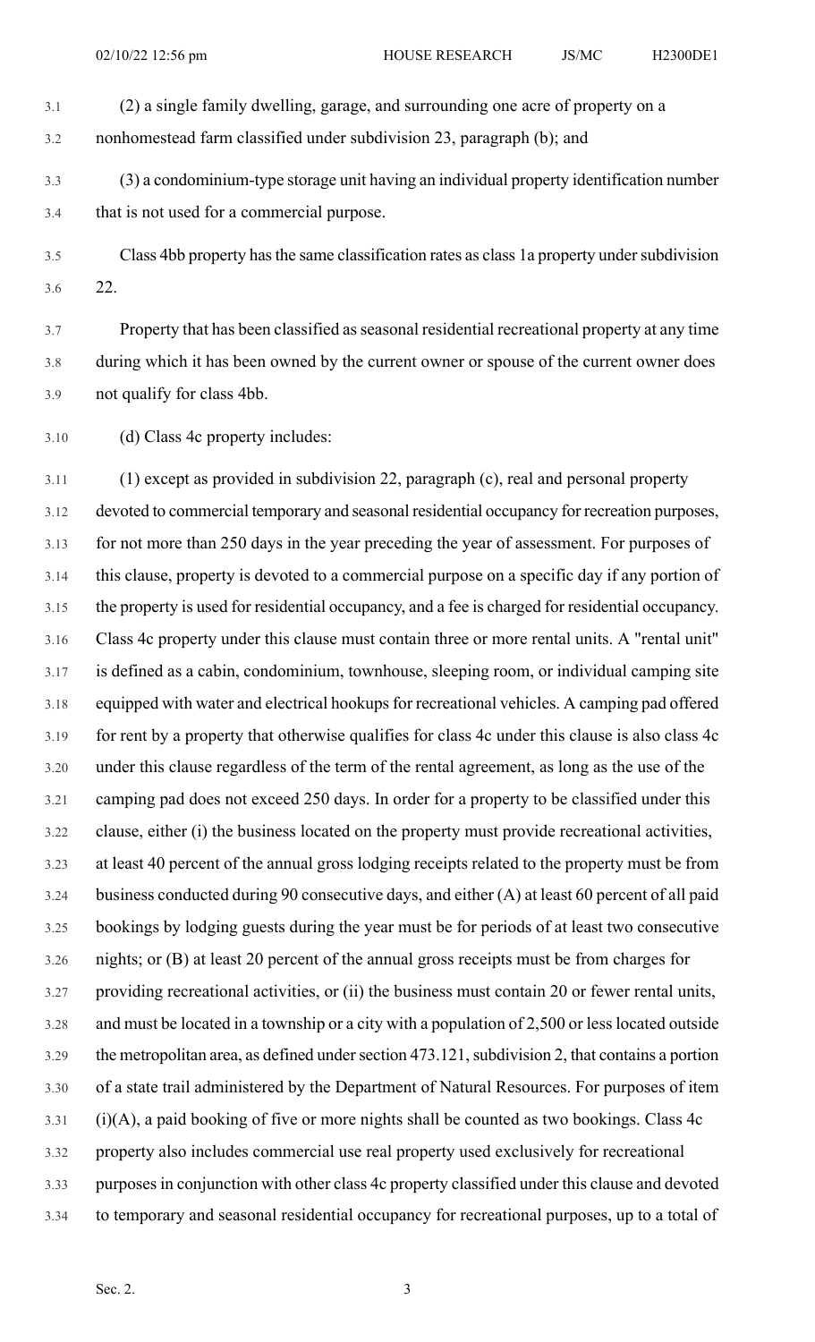(2) a single family dwelling, garage, and surrounding one acre of property on a nonhomestead farm classified under subdivision 23, paragraph (b); and

(3) a condominium-type storage unit having an individual property identification number that is not used for a commercial purpose.

Class 4bb property has the same classification rates as class 1a property under subdivision 22.

Property that has been classified as seasonal residential recreational property at any time during which it has been owned by the current owner or spouse of the current owner does not qualify for class 4bb.

(d) Class 4c property includes:

(1) except as provided in subdivision 22, paragraph (c), real and personal property devoted to commercial temporary and seasonal residential occupancy for recreation purposes, for not more than 250 days in the year preceding the year of assessment. For purposes of this clause, property is devoted to a commercial purpose on a specific day if any portion of the property is used for residential occupancy, and a fee is charged for residential occupancy. Class 4c property under this clause must contain three or more rental units. A "rental unit" is defined as a cabin, condominium, townhouse, sleeping room, or individual camping site equipped with water and electrical hookups for recreational vehicles. A camping pad offered for rent by a property that otherwise qualifies for class 4c under this clause is also class 4c under this clause regardless of the term of the rental agreement, as long as the use of the camping pad does not exceed 250 days. In order for a property to be classified under this clause, either (i) the business located on the property must provide recreational activities, at least 40 percent of the annual gross lodging receipts related to the property must be from business conducted during 90 consecutive days, and either (A) at least 60 percent of all paid bookings by lodging guests during the year must be for periods of at least two consecutive nights; or (B) at least 20 percent of the annual gross receipts must be from charges for providing recreational activities, or (ii) the business must contain 20 or fewer rental units, and must be located in a township or a city with a population of 2,500 or less located outside the metropolitan area, as defined under section 473.121, subdivision 2, that contains a portion of a state trail administered by the Department of Natural Resources. For purposes of item (i)(A), a paid booking of five or more nights shall be counted as two bookings. Class 4c property also includes commercial use real property used exclusively for recreational purposes in conjunction with other class 4c property classified under this clause and devoted to temporary and seasonal residential occupancy for recreational purposes, up to a total of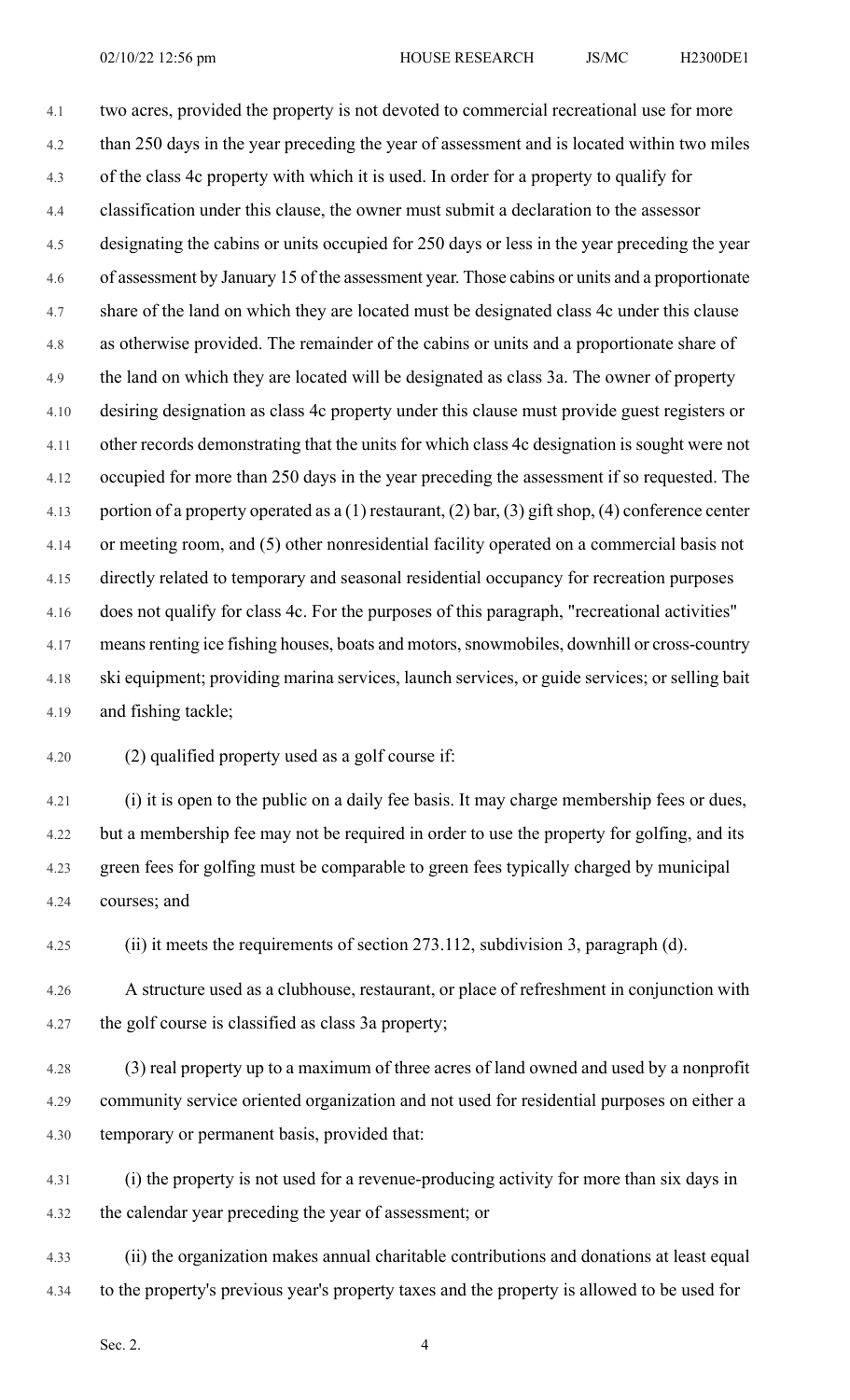two acres, provided the property is not devoted to commercial recreational use for more than 250 days in the year preceding the year of assessment and is located within two miles of the class 4c property with which it is used. In order for a property to qualify for classification under this clause, the owner must submit a declaration to the assessor designating the cabins or units occupied for 250 days or less in the year preceding the year of assessment by January 15 of the assessment year. Those cabins or units and a proportionate share of the land on which they are located must be designated class 4c under this clause as otherwise provided. The remainder of the cabins or units and a proportionate share of the land on which they are located will be designated as class 3a. The owner of property desiring designation as class 4c property under this clause must provide guest registers or other records demonstrating that the units for which class 4c designation is sought were not occupied for more than 250 days in the year preceding the assessment if so requested. The portion of a property operated as a (1) restaurant, (2) bar, (3) gift shop, (4) conference center or meeting room, and (5) other nonresidential facility operated on a commercial basis not directly related to temporary and seasonal residential occupancy for recreation purposes does not qualify for class 4c. For the purposes of this paragraph, "recreational activities" means renting ice fishing houses, boats and motors, snowmobiles, downhill or cross-country ski equipment; providing marina services, launch services, or guide services; or selling bait and fishing tackle;

(2) qualified property used as a golf course if:

(i) it is open to the public on a daily fee basis. It may charge membership fees or dues, but a membership fee may not be required in order to use the property for golfing, and its green fees for golfing must be comparable to green fees typically charged by municipal courses; and

(ii) it meets the requirements of section 273.112, subdivision 3, paragraph (d).

A structure used as a clubhouse, restaurant, or place of refreshment in conjunction with the golf course is classified as class 3a property;

(3) real property up to a maximum of three acres of land owned and used by a nonprofit community service oriented organization and not used for residential purposes on either a temporary or permanent basis, provided that:

(i) the property is not used for a revenue-producing activity for more than six days in the calendar year preceding the year of assessment; or

(ii) the organization makes annual charitable contributions and donations at least equal to the property's previous year's property taxes and the property is allowed to be used for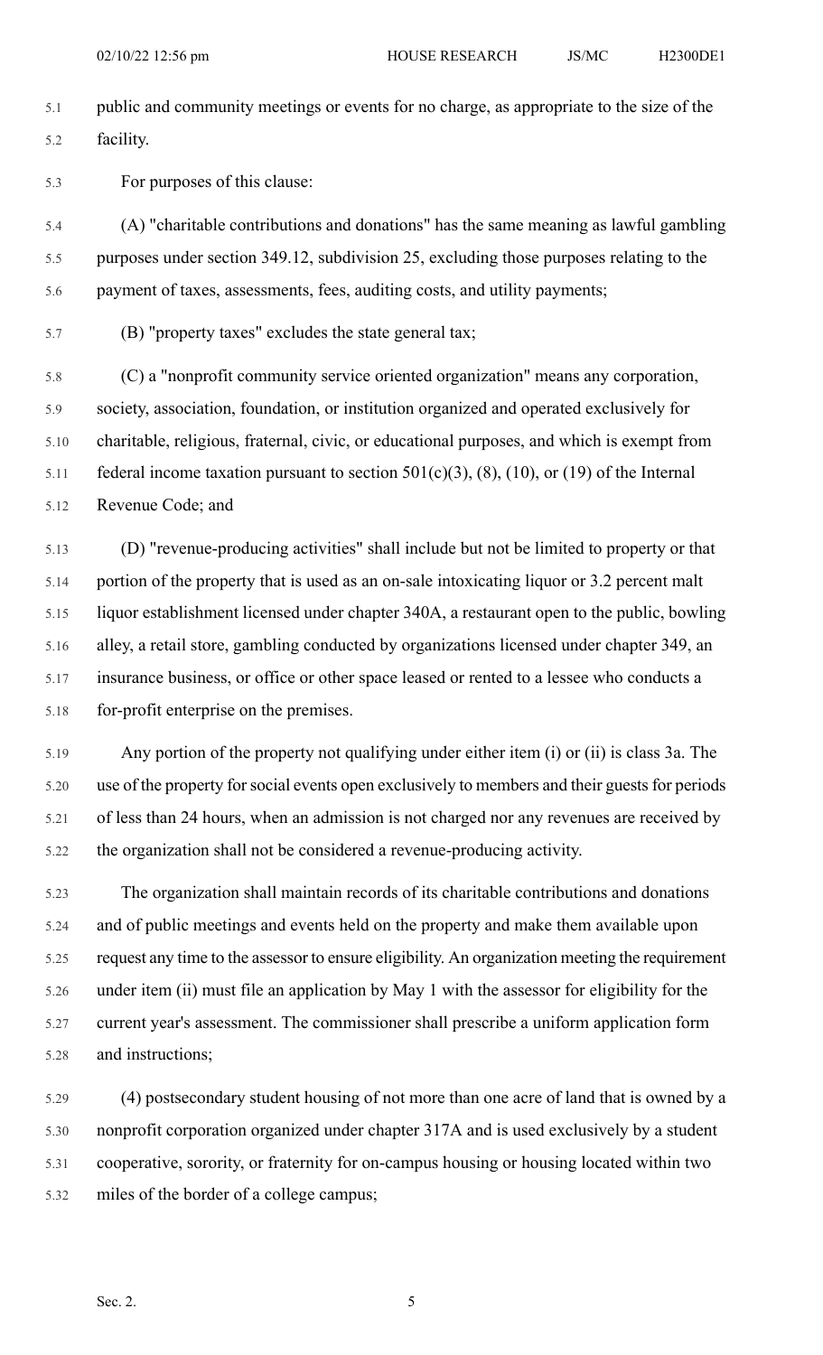public and community meetings or events for no charge, as appropriate to the size of the facility.

For purposes of this clause:

(A) "charitable contributions and donations" has the same meaning as lawful gambling purposes under section 349.12, subdivision 25, excluding those purposes relating to the payment of taxes, assessments, fees, auditing costs, and utility payments;

(B) "property taxes" excludes the state general tax;

(C) a "nonprofit community service oriented organization" means any corporation, society, association, foundation, or institution organized and operated exclusively for charitable, religious, fraternal, civic, or educational purposes, and which is exempt from federal income taxation pursuant to section 501(c)(3), (8), (10), or (19) of the Internal Revenue Code; and

(D) "revenue-producing activities" shall include but not be limited to property or that portion of the property that is used as an on-sale intoxicating liquor or 3.2 percent malt liquor establishment licensed under chapter 340A, a restaurant open to the public, bowling alley, a retail store, gambling conducted by organizations licensed under chapter 349, an insurance business, or office or other space leased or rented to a lessee who conducts a for-profit enterprise on the premises.

Any portion of the property not qualifying under either item (i) or (ii) is class 3a. The use of the property for social events open exclusively to members and their guests for periods of less than 24 hours, when an admission is not charged nor any revenues are received by the organization shall not be considered a revenue-producing activity.

The organization shall maintain records of its charitable contributions and donations and of public meetings and events held on the property and make them available upon request any time to the assessor to ensure eligibility. An organization meeting the requirement under item (ii) must file an application by May 1 with the assessor for eligibility for the current year's assessment. The commissioner shall prescribe a uniform application form and instructions;

(4) postsecondary student housing of not more than one acre of land that is owned by a nonprofit corporation organized under chapter 317A and is used exclusively by a student cooperative, sorority, or fraternity for on-campus housing or housing located within two miles of the border of a college campus;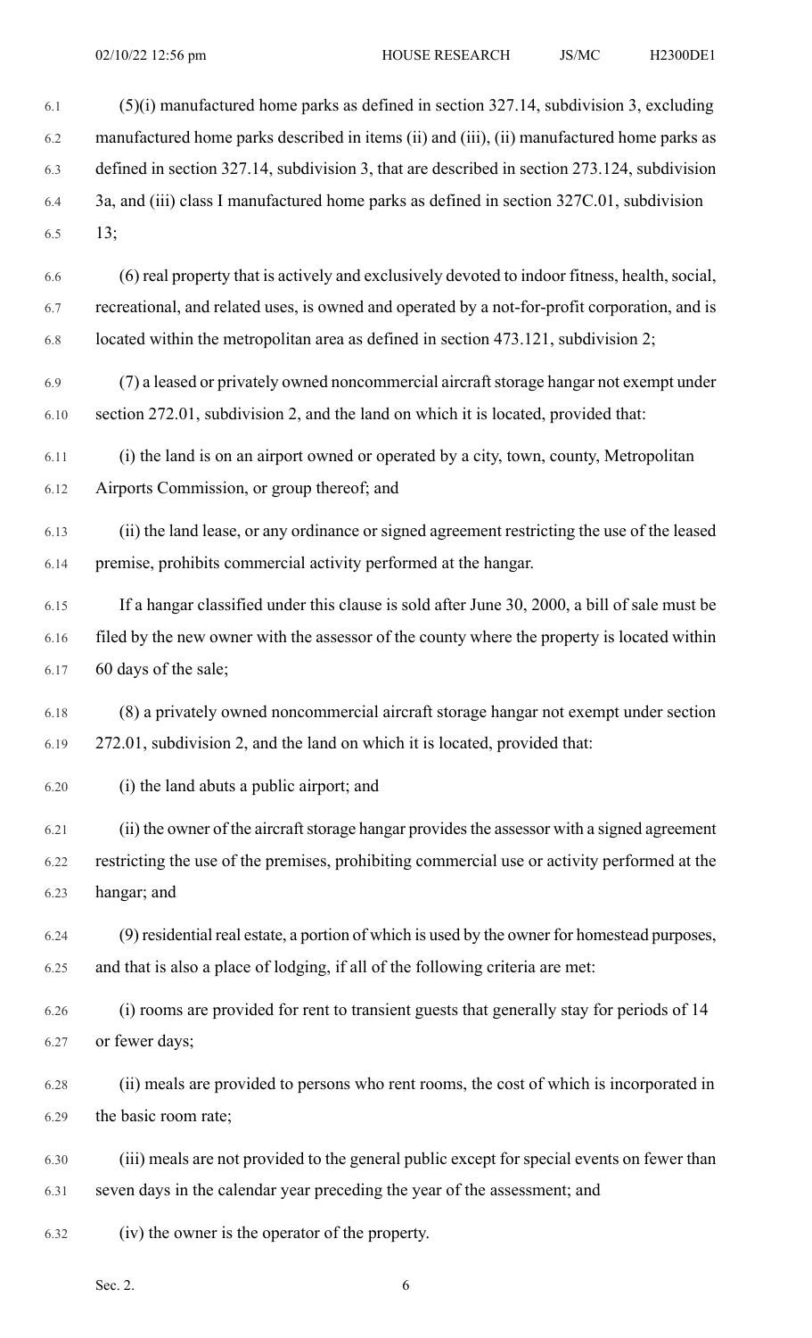(5)(i) manufactured home parks as defined in section 327.14, subdivision 3, excluding manufactured home parks described in items (ii) and (iii), (ii) manufactured home parks as defined in section 327.14, subdivision 3, that are described in section 273.124, subdivision 3a, and (iii) class I manufactured home parks as defined in section 327C.01, subdivision 13;

(6) real property that is actively and exclusively devoted to indoor fitness, health, social, recreational, and related uses, is owned and operated by a not-for-profit corporation, and is located within the metropolitan area as defined in section 473.121, subdivision 2;

(7) a leased or privately owned noncommercial aircraft storage hangar not exempt under section 272.01, subdivision 2, and the land on which it is located, provided that:

(i) the land is on an airport owned or operated by a city, town, county, Metropolitan Airports Commission, or group thereof; and

(ii) the land lease, or any ordinance or signed agreement restricting the use of the leased premise, prohibits commercial activity performed at the hangar.

If a hangar classified under this clause is sold after June 30, 2000, a bill of sale must be filed by the new owner with the assessor of the county where the property is located within 60 days of the sale;

(8) a privately owned noncommercial aircraft storage hangar not exempt under section 272.01, subdivision 2, and the land on which it is located, provided that:

(i) the land abuts a public airport; and

(ii) the owner of the aircraft storage hangar provides the assessor with a signed agreement restricting the use of the premises, prohibiting commercial use or activity performed at the hangar; and

(9) residential real estate, a portion of which is used by the owner for homestead purposes, and that is also a place of lodging, if all of the following criteria are met:

(i) rooms are provided for rent to transient guests that generally stay for periods of 14 or fewer days;

(ii) meals are provided to persons who rent rooms, the cost of which is incorporated in the basic room rate;

(iii) meals are not provided to the general public except for special events on fewer than seven days in the calendar year preceding the year of the assessment; and

(iv) the owner is the operator of the property.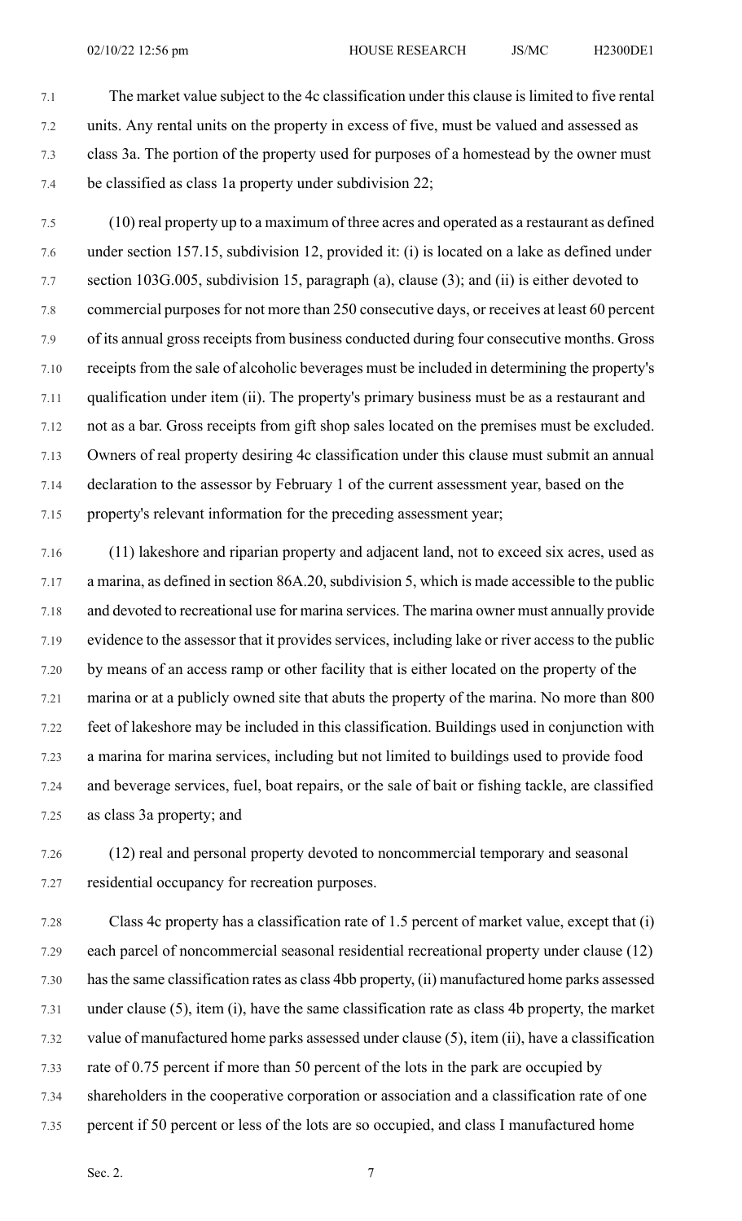The market value subject to the 4c classification under this clause is limited to five rental units. Any rental units on the property in excess of five, must be valued and assessed as class 3a. The portion of the property used for purposes of a homestead by the owner must be classified as class 1a property under subdivision 22;

(10) real property up to a maximum of three acres and operated as a restaurant as defined under section 157.15, subdivision 12, provided it: (i) is located on a lake as defined under section 103G.005, subdivision 15, paragraph (a), clause (3); and (ii) is either devoted to commercial purposes for not more than 250 consecutive days, or receives at least 60 percent of its annual gross receipts from business conducted during four consecutive months. Gross receipts from the sale of alcoholic beverages must be included in determining the property's qualification under item (ii). The property's primary business must be as a restaurant and not as a bar. Gross receipts from gift shop sales located on the premises must be excluded. Owners of real property desiring 4c classification under this clause must submit an annual declaration to the assessor by February 1 of the current assessment year, based on the property's relevant information for the preceding assessment year;

(11) lakeshore and riparian property and adjacent land, not to exceed six acres, used as a marina, as defined in section 86A.20, subdivision 5, which is made accessible to the public and devoted to recreational use for marina services. The marina owner must annually provide evidence to the assessor that it provides services, including lake or river access to the public by means of an access ramp or other facility that is either located on the property of the marina or at a publicly owned site that abuts the property of the marina. No more than 800 feet of lakeshore may be included in this classification. Buildings used in conjunction with a marina for marina services, including but not limited to buildings used to provide food and beverage services, fuel, boat repairs, or the sale of bait or fishing tackle, are classified as class 3a property; and

(12) real and personal property devoted to noncommercial temporary and seasonal residential occupancy for recreation purposes.

Class 4c property has a classification rate of 1.5 percent of market value, except that (i) each parcel of noncommercial seasonal residential recreational property under clause (12) has the same classification rates as class 4bb property, (ii) manufactured home parks assessed under clause (5), item (i), have the same classification rate as class 4b property, the market value of manufactured home parks assessed under clause (5), item (ii), have a classification rate of 0.75 percent if more than 50 percent of the lots in the park are occupied by shareholders in the cooperative corporation or association and a classification rate of one percent if 50 percent or less of the lots are so occupied, and class I manufactured home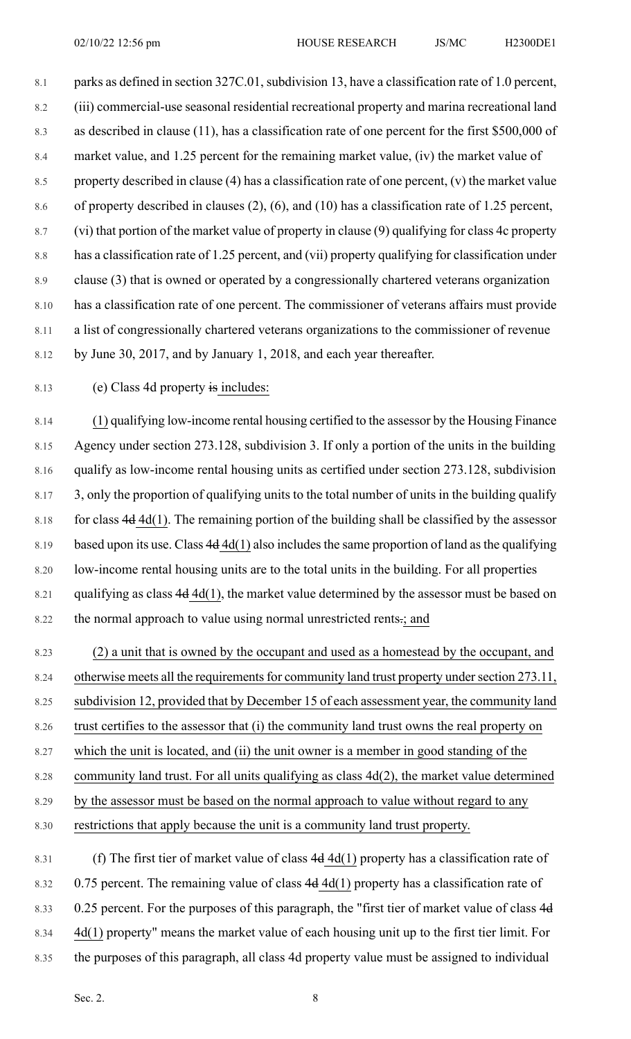parks as defined in section 327C.01, subdivision 13, have a classification rate of 1.0 percent, (iii) commercial-use seasonal residential recreational property and marina recreational land as described in clause (11), has a classification rate of one percent for the first $500,000 of market value, and 1.25 percent for the remaining market value, (iv) the market value of property described in clause (4) has a classification rate of one percent, (v) the market value of property described in clauses (2), (6), and (10) has a classification rate of 1.25 percent, (vi) that portion of the market value of property in clause (9) qualifying for class 4c property has a classification rate of 1.25 percent, and (vii) property qualifying for classification under clause (3) that is owned or operated by a congressionally chartered veterans organization has a classification rate of one percent. The commissioner of veterans affairs must provide a list of congressionally chartered veterans organizations to the commissioner of revenue by June 30, 2017, and by January 1, 2018, and each year thereafter.

(e) Class 4d property ~~is~~ includes:

(1) qualifying low-income rental housing certified to the assessor by the Housing Finance Agency under section 273.128, subdivision 3. If only a portion of the units in the building qualify as low-income rental housing units as certified under section 273.128, subdivision 3, only the proportion of qualifying units to the total number of units in the building qualify for class ~~4d~~ 4d(1). The remaining portion of the building shall be classified by the assessor based upon its use. Class ~~4d~~ 4d(1) also includes the same proportion of land as the qualifying low-income rental housing units are to the total units in the building. For all properties qualifying as class ~~4d~~ 4d(1), the market value determined by the assessor must be based on the normal approach to value using normal unrestricted rents~~.~~; and

(2) a unit that is owned by the occupant and used as a homestead by the occupant, and otherwise meets all the requirements for community land trust property under section 273.11, subdivision 12, provided that by December 15 of each assessment year, the community land trust certifies to the assessor that (i) the community land trust owns the real property on which the unit is located, and (ii) the unit owner is a member in good standing of the community land trust. For all units qualifying as class 4d(2), the market value determined by the assessor must be based on the normal approach to value without regard to any restrictions that apply because the unit is a community land trust property.

(f) The first tier of market value of class ~~4d~~ 4d(1) property has a classification rate of 0.75 percent. The remaining value of class ~~4d~~ 4d(1) property has a classification rate of 0.25 percent. For the purposes of this paragraph, the "first tier of market value of class ~~4d~~ 4d(1) property" means the market value of each housing unit up to the first tier limit. For the purposes of this paragraph, all class 4d property value must be assigned to individual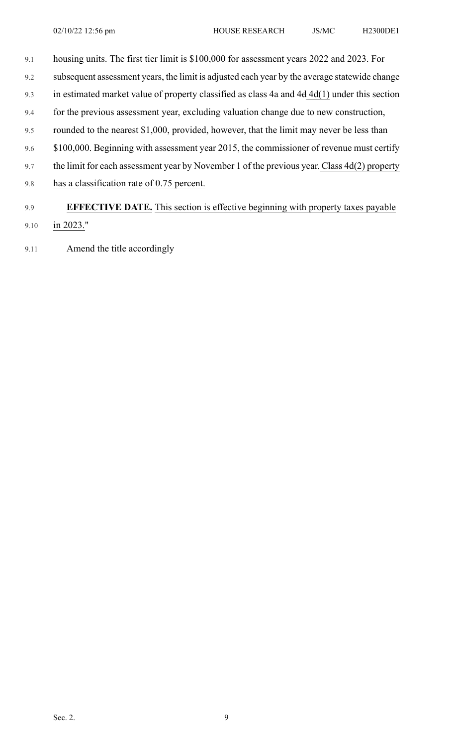housing units. The first tier limit is $100,000 for assessment years 2022 and 2023. For subsequent assessment years, the limit is adjusted each year by the average statewide change in estimated market value of property classified as class 4a and ~~4d~~ 4d(1) under this section for the previous assessment year, excluding valuation change due to new construction, rounded to the nearest $1,000, provided, however, that the limit may never be less than $100,000. Beginning with assessment year 2015, the commissioner of revenue must certify the limit for each assessment year by November 1 of the previous year. Class 4d(2) property has a classification rate of 0.75 percent.

**EFFECTIVE DATE.** This section is effective beginning with property taxes payable in 2023."

Amend the title accordingly